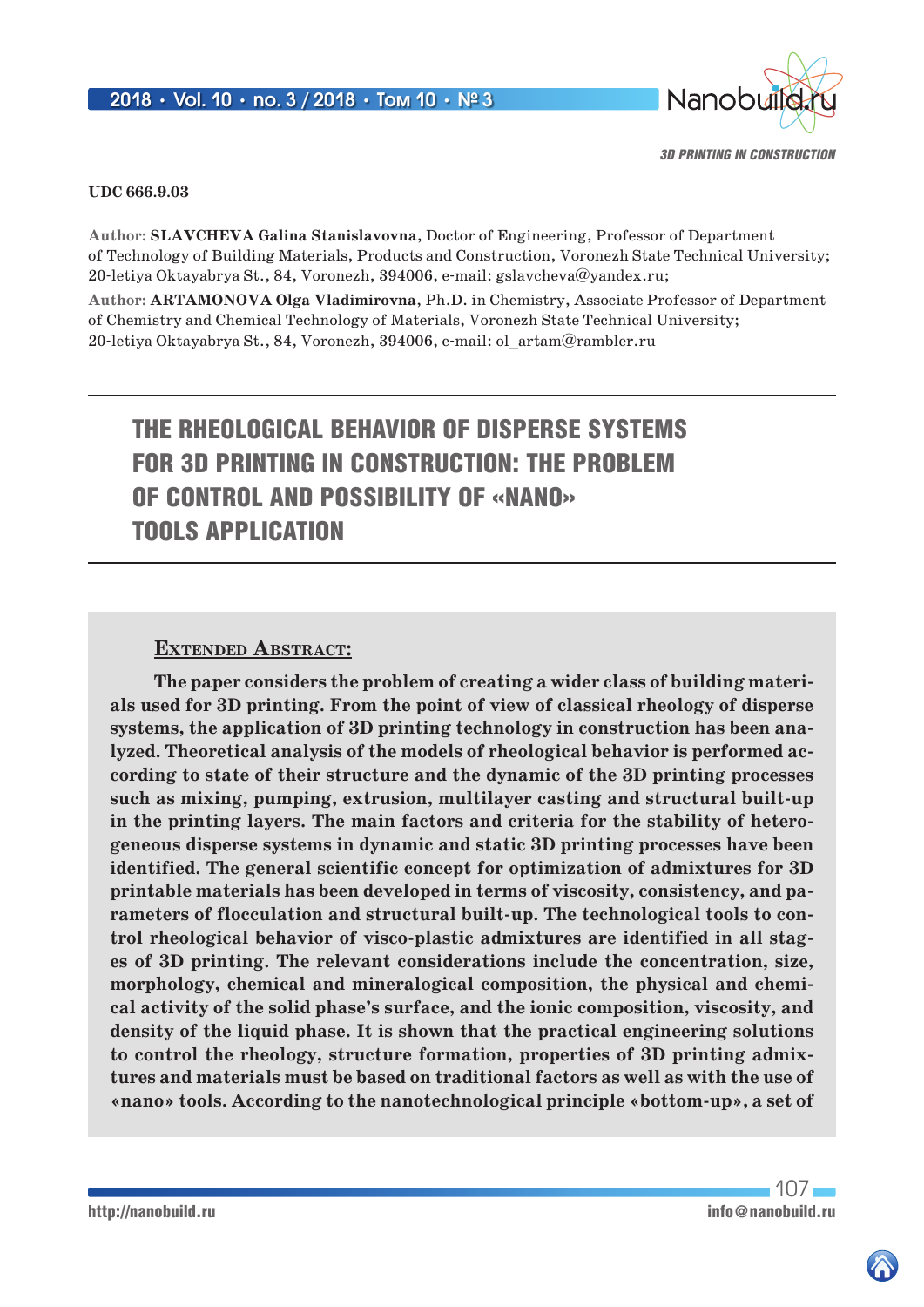UDC 666.9.03

**Author:** **SLAVCHEVA Galina Stanislavovna**, Doctor of Engineering, Professor of Department of Technology of Building Materials, Products and Construction, Voronezh State Technical University; 20-letiya Oktayabrya St., 84, Voronezh, 394006, e-mail: gslavcheva@yandex.ru;

**Author:** **ARTAMONOVA Olga Vladimirovna**, Ph.D. in Chemistry, Associate Professor of Department of Chemistry and Chemical Technology of Materials, Voronezh State Technical University; 20-letiya Oktayabrya St., 84, Voronezh, 394006, e-mail: ol_artam@rambler.ru

# THE RHEOLOGICAL BEHAVIOR OF DISPERSE SYSTEMS FOR 3D PRINTING IN CONSTRUCTION: THE PROBLEM OF CONTROL AND POSSIBILITY OF «NANO» TOOLS APPLICATION

## Extended Abstract:

**The paper considers the problem of creating a wider class of building materials used for 3D printing. From the point of view of classical rheology of disperse systems, the application of 3D printing technology in construction has been analyzed. Theoretical analysis of the models of rheological behavior is performed according to state of their structure and the dynamic of the 3D printing processes such as mixing, pumping, extrusion, multilayer casting and structural built-up in the printing layers. The main factors and criteria for the stability of heterogeneous disperse systems in dynamic and static 3D printing processes have been identified. The general scientific concept for optimization of admixtures for 3D printable materials has been developed in terms of viscosity, consistency, and parameters of flocculation and structural built-up. The technological tools to control rheological behavior of visco-plastic admixtures are identified in all stages of 3D printing. The relevant considerations include the concentration, size, morphology, chemical and mineralogical composition, the physical and chemical activity of the solid phase's surface, and the ionic composition, viscosity, and density of the liquid phase. It is shown that the practical engineering solutions to control the rheology, structure formation, properties of 3D printing admixtures and materials must be based on traditional factors as well as with the use of «nano» tools. According to the nanotechnological principle «bottom-up», a set of**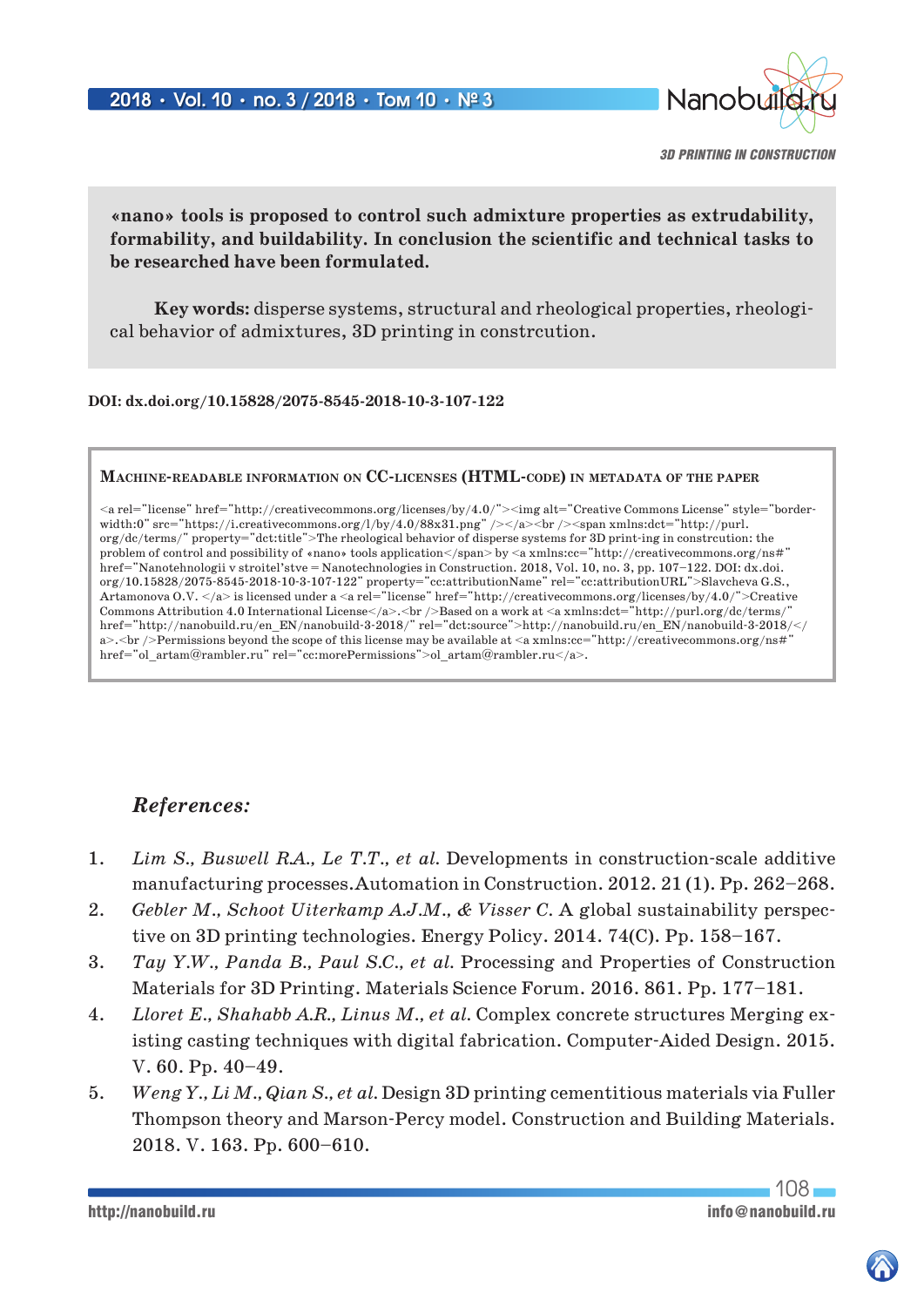**«nano» tools is proposed to control such admixture properties as extrudability, formability, and buildability. In conclusion the scientific and technical tasks to be researched have been formulated.**

**Key words:** disperse systems, structural and rheological properties, rheological behavior of admixtures, 3D printing in constrcrution.

**DOI: dx.doi.org/10.15828/2075-8545-2018-10-3-107-122**

**Machine-readable information on CC-licenses (HTML-code) in metadata of the paper**

```
<a rel="license" href="http://creativecommons.org/licenses/by/4.0/"><img alt="Creative Commons License" style="border-width:0" src="https://i.creativecommons.org/l/by/4.0/88x31.png" /></a><br /><span xmlns:dct="http://purl.org/dc/terms/" property="dct:title">The rheological behavior of disperse systems for 3D print-ing in constrcrution: the problem of control and possibility of «nano» tools application</span> by <a xmlns:cc="http://creativecommons.org/ns#" href="Nanotehnologii v stroitel'stve = Nanotechnologies in Construction. 2018, Vol. 10, no. 3, pp. 107–122. DOI: dx.doi.org/10.15828/2075-8545-2018-10-3-107-122" property="cc:attributionName" rel="cc:attributionURL">Slavcheva G.S., Artamonova O.V. </a> is licensed under a <a rel="license" href="http://creativecommons.org/licenses/by/4.0/">Creative Commons Attribution 4.0 International License</a>.<br />Based on a work at <a xmlns:dct="http://purl.org/dc/terms/" href="http://nanobuild.ru/en_EN/nanobuild-3-2018/" rel="dct:source">http://nanobuild.ru/en_EN/nanobuild-3-2018/</a>.<br />Permissions beyond the scope of this license may be available at <a xmlns:cc="http://creativecommons.org/ns#" href="ol_artam@rambler.ru" rel="cc:morePermissions">ol_artam@rambler.ru</a>.
```

## *References:*

1. *Lim S., Buswell R.A., Le T.T., et al.* Developments in construction-scale additive manufacturing processes.Automation in Construction. 2012. 21 (1). Pp. 262–268.
2. *Gebler M., Schoot Uiterkamp A.J.M., & Visser C.* A global sustainability perspective on 3D printing technologies. Energy Policy. 2014. 74(C). Pp. 158–167.
3. *Tay Y.W., Panda B., Paul S.C., et al.* Processing and Properties of Construction Materials for 3D Printing. Materials Science Forum. 2016. 861. Pp. 177–181.
4. *Lloret E., Shahabb A.R., Linus M., et al.* Complex concrete structures Merging existing casting techniques with digital fabrication. Computer-Aided Design. 2015. V. 60. Pp. 40–49.
5. *Weng Y., Li M., Qian S., et al.* Design 3D printing cementitious materials via Fuller Thompson theory and Marson-Percy model. Construction and Building Materials. 2018. V. 163. Pp. 600–610.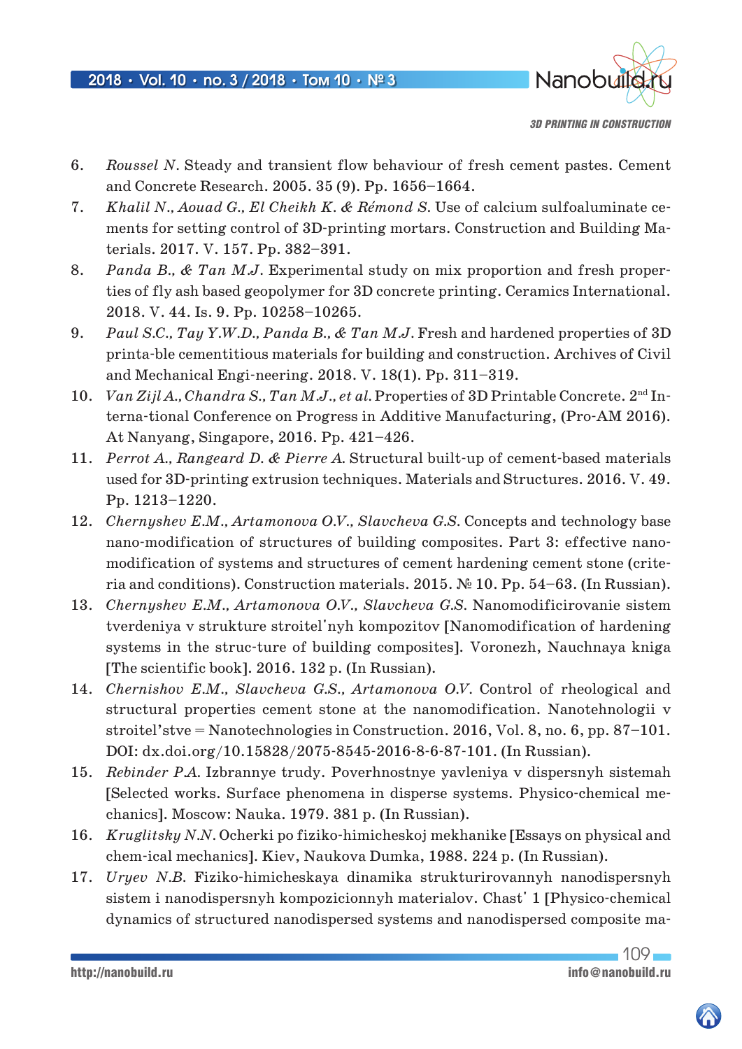6. *Roussel N.* Steady and transient flow behaviour of fresh cement pastes. Cement and Concrete Research. 2005. 35 (9). Pp. 1656–1664.
7. *Khalil N., Aouad G., El Cheikh K. & Rémond S.* Use of calcium sulfoaluminate cements for setting control of 3D-printing mortars. Construction and Building Materials. 2017. V. 157. Pp. 382–391.
8. *Panda B., & Tan M.J.* Experimental study on mix proportion and fresh properties of fly ash based geopolymer for 3D concrete printing. Ceramics International. 2018. V. 44. Is. 9. Pp. 10258–10265.
9. *Paul S.C., Tay Y.W.D., Panda B., & Tan M.J.* Fresh and hardened properties of 3D printa-ble cementitious materials for building and construction. Archives of Civil and Mechanical Engi-neering. 2018. V. 18(1). Pp. 311–319.
10. *Van Zijl A., Chandra S., Tan M.J., et al.* Properties of 3D Printable Concrete. 2nd Interna-tional Conference on Progress in Additive Manufacturing, (Pro-AM 2016). At Nanyang, Singapore, 2016. Pp. 421–426.
11. *Perrot A., Rangeard D. & Pierre A.* Structural built-up of cement-based materials used for 3D-printing extrusion techniques. Materials and Structures. 2016. V. 49. Pp. 1213–1220.
12. *Chernyshev E.M., Artamonova O.V., Slavcheva G.S.* Concepts and technology base nano-modification of structures of building composites. Part 3: effective nanomodification of systems and structures of cement hardening cement stone (criteria and conditions). Construction materials. 2015. № 10. Pp. 54–63. (In Russian).
13. *Chernyshev E.M., Artamonova O.V., Slavcheva G.S.* Nanomodificirovanie sistem tverdeniya v strukture stroitel'nyh kompozitov [Nanomodification of hardening systems in the struc-ture of building composites]. Voronezh, Nauchnaya kniga [The scientific book]. 2016. 132 p. (In Russian).
14. *Chernishov E.M., Slavcheva G.S., Artamonova O.V.* Control of rheological and structural properties cement stone at the nanomodification. Nanotehnologii v stroitel'stve = Nanotechnologies in Construction. 2016, Vol. 8, no. 6, pp. 87–101. DOI: dx.doi.org/10.15828/2075-8545-2016-8-6-87-101. (In Russian).
15. *Rebinder P.A.* Izbrannye trudy. Poverhnostnye yavleniya v dispersnyh sistemah [Selected works. Surface phenomena in disperse systems. Physico-chemical mechanics]. Moscow: Nauka. 1979. 381 p. (In Russian).
16. *Kruglitsky N.N.* Ocherki po fiziko-himicheskoj mekhanike [Essays on physical and chem-ical mechanics]. Kiev, Naukova Dumka, 1988. 224 p. (In Russian).
17. *Uryev N.B.* Fiziko-himicheskaya dinamika strukturirovannyh nanodispersnyh sistem i nanodispersnyh kompozicionnyh materialov. Chast' 1 [Physico-chemical dynamics of structured nanodispersed systems and nanodispersed composite ma-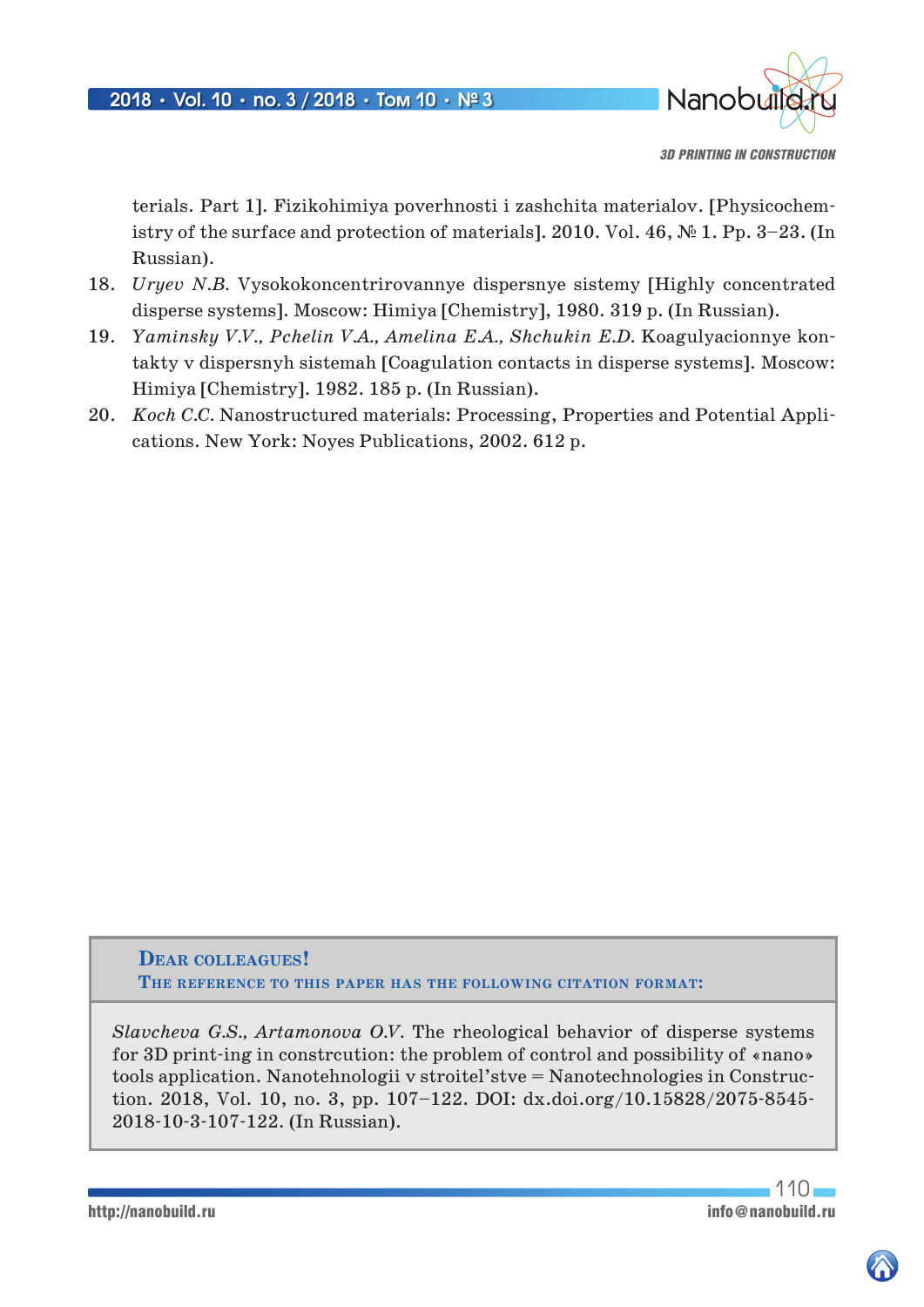terials. Part 1]. Fizikohimiya poverhnosti i zashchita materialov. [Physicochemistry of the surface and protection of materials]. 2010. Vol. 46, № 1. Pp. 3–23. (In Russian).

18. *Uryev N.B.* Vysokokoncentrirovannye dispersnye sistemy [Highly concentrated disperse systems]. Moscow: Himiya [Chemistry], 1980. 319 p. (In Russian).
19. *Yaminsky V.V., Pchelin V.A., Amelina E.A., Shchukin E.D.* Koagulyacionnye kontakty v dispersnyh sistemah [Coagulation contacts in disperse systems]. Moscow: Himiya [Chemistry]. 1982. 185 p. (In Russian).
20. *Koch C.C.* Nanostructured materials: Processing, Properties and Potential Applications. New York: Noyes Publications, 2002. 612 p.

**Dear colleagues!**
**The reference to this paper has the following citation format:**

*Slavcheva G.S., Artamonova O.V.* The rheological behavior of disperse systems for 3D print-ing in constrcution: the problem of control and possibility of «nano» tools application. Nanotehnologii v stroitel'stve = Nanotechnologies in Construction. 2018, Vol. 10, no. 3, pp. 107–122. DOI: dx.doi.org/10.15828/2075-8545-2018-10-3-107-122. (In Russian).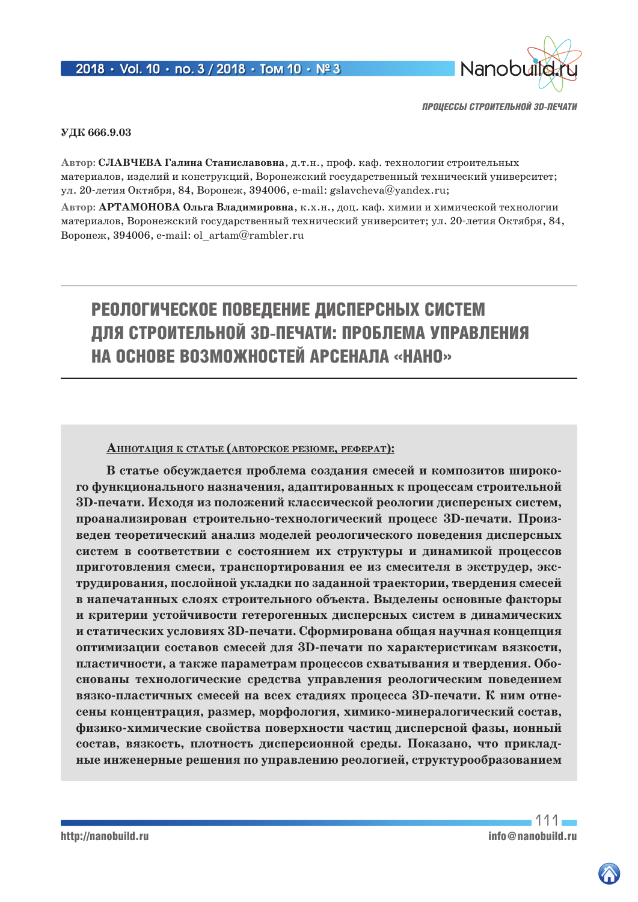УДК 666.9.03

**Автор:** **СЛАВЧЕВА Галина Станиславовна**, д.т.н., проф. каф. технологии строительных материалов, изделий и конструкций, Воронежский государственный технический университет; ул. 20-летия Октября, 84, Воронеж, 394006, e-mail: gslavcheva@yandex.ru;

**Автор:** **АРТАМОНОВА Ольга Владимировна**, к.х.н., доц. каф. химии и химической технологии материалов, Воронежский государственный технический университет; ул. 20-летия Октября, 84, Воронеж, 394006, e-mail: ol_artam@rambler.ru

# РЕОЛОГИЧЕСКОЕ ПОВЕДЕНИЕ ДИСПЕРСНЫХ СИСТЕМ ДЛЯ СТРОИТЕЛЬНОЙ 3D-ПЕЧАТИ: ПРОБЛЕМА УПРАВЛЕНИЯ НА ОСНОВЕ ВОЗМОЖНОСТЕЙ АРСЕНАЛА «НАНО»

**Аннотация к статье (авторское резюме, реферат):**

**В статье обсуждается проблема создания смесей и композитов широкого функционального назначения, адаптированных к процессам строительной 3D-печати. Исходя из положений классической реологии дисперсных систем, проанализирован строительно-технологический процесс 3D-печати. Произведен теоретический анализ моделей реологического поведения дисперсных систем в соответствии с состоянием их структуры и динамикой процессов приготовления смеси, транспортирования ее из смесителя в экструдер, экструдирования, послойной укладки по заданной траектории, твердения смесей в напечатанных слоях строительного объекта. Выделены основные факторы и критерии устойчивости гетерогенных дисперсных систем в динамических и статических условиях 3D-печати. Сформирована общая научная концепция оптимизации составов смесей для 3D-печати по характеристикам вязкости, пластичности, а также параметрам процессов схватывания и твердения. Обоснованы технологические средства управления реологическим поведением вязко-пластичных смесей на всех стадиях процесса 3D-печати. К ним отнесены концентрация, размер, морфология, химико-минералогический состав, физико-химические свойства поверхности частиц дисперсной фазы, ионный состав, вязкость, плотность дисперсионной среды. Показано, что прикладные инженерные решения по управлению реологией, структурообразованием**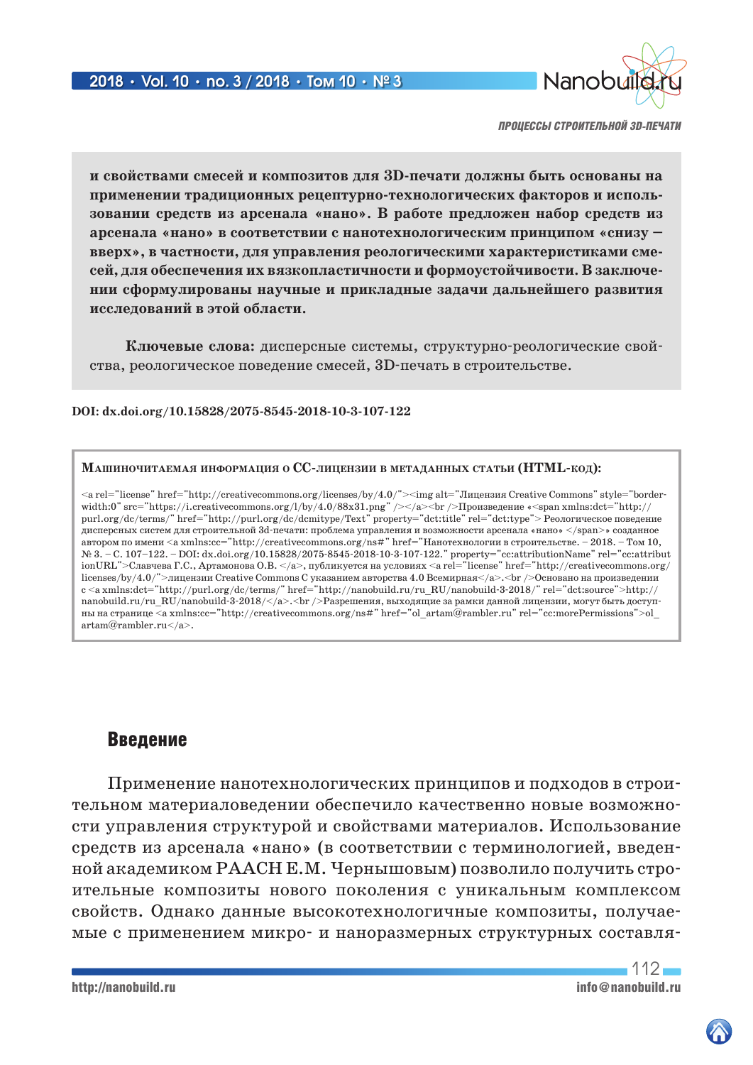**и свойствами смесей и композитов для 3D-печати должны быть основаны на применении традиционных рецептурно-технологических факторов и использовании средств из арсенала «нано». В работе предложен набор средств из арсенала «нано» в соответствии с нанотехнологическим принципом «снизу – вверх», в частности, для управления реологическими характеристиками смесей, для обеспечения их вязкопластичности и формоустойчивости. В заключении сформулированы научные и прикладные задачи дальнейшего развития исследований в этой области.**

**Ключевые слова:** дисперсные системы, структурно-реологические свойства, реологическое поведение смесей, 3D-печать в строительстве.

**DOI: dx.doi.org/10.15828/2075-8545-2018-10-3-107-122**

**Машиночитаемая информация о CC-лицензии в метаданных статьи (HTML-код):**

```
<a rel="license" href="http://creativecommons.org/licenses/by/4.0/"><img alt="Лицензия Creative Commons" style="border-width:0" src="https://i.creativecommons.org/l/by/4.0/88x31.png" /></a><br />Произведение «<span xmlns:dct="http://purl.org/dc/terms/" href="http://purl.org/dc/dcmitype/Text" property="dct:title" rel="dct:type"> Реологическое поведение дисперсных систем для строительной 3d-печати: проблема управления и возможности арсенала «нано» </span>» созданное автором по имени <a xmlns:cc="http://creativecommons.org/ns#" href="Нанотехнологии в строительстве. – 2018. – Том 10, № 3. – С. 107–122. – DOI: dx.doi.org/10.15828/2075-8545-2018-10-3-107-122." property="cc:attributionName" rel="cc:attributionURL">Славчева Г.С., Артамонова О.В. </a>, публикуется на условиях <a rel="license" href="http://creativecommons.org/licenses/by/4.0/">лицензии Creative Commons С указанием авторства 4.0 Всемирная</a>.<br />Основано на произведении с <a xmlns:dct="http://purl.org/dc/terms/" href="http://nanobuild.ru/ru_RU/nanobuild-3-2018/" rel="dct:source">http://nanobuild.ru/ru_RU/nanobuild-3-2018/</a>.<br />Разрешения, выходящие за рамки данной лицензии, могут быть доступны на странице <a xmlns:cc="http://creativecommons.org/ns#" href="ol_artam@rambler.ru" rel="cc:morePermissions">ol_artam@rambler.ru</a>.
```

## Введение

Применение нанотехнологических принципов и подходов в строительном материаловедении обеспечило качественно новые возможности управления структурой и свойствами материалов. Использование средств из арсенала «нано» (в соответствии с терминологией, введенной академиком РААСН Е.М. Чернышовым) позволило получить строительные композиты нового поколения с уникальным комплексом свойств. Однако данные высокотехнологичные композиты, получаемые с применением микро- и наноразмерных структурных составля-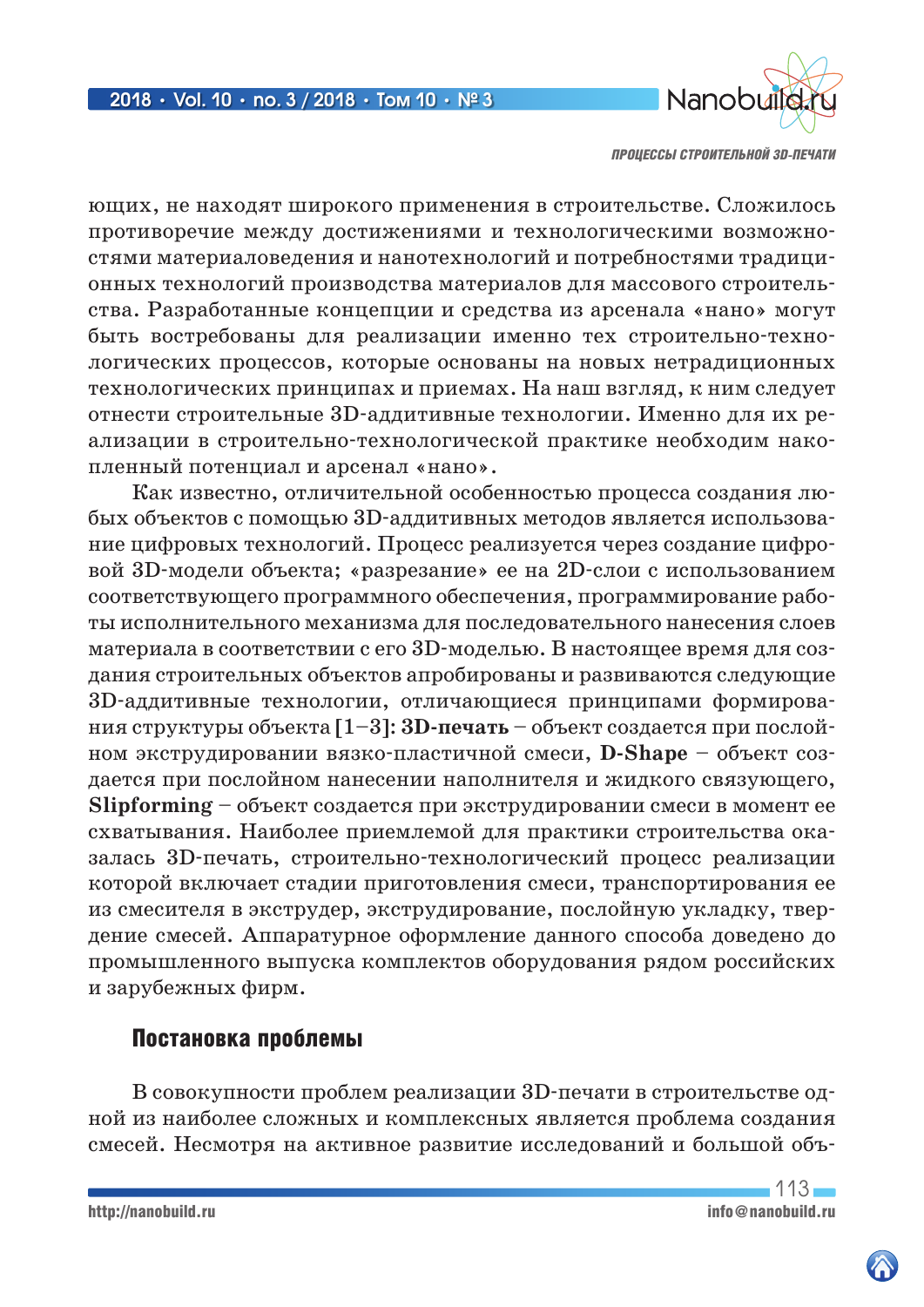ющих, не находят широкого применения в строительстве. Сложилось противоречие между достижениями и технологическими возможностями материаловедения и нанотехнологий и потребностями традиционных технологий производства материалов для массового строительства. Разработанные концепции и средства из арсенала «нано» могут быть востребованы для реализации именно тех строительно-технологических процессов, которые основаны на новых нетрадиционных технологических принципах и приемах. На наш взгляд, к ним следует отнести строительные 3D-аддитивные технологии. Именно для их реализации в строительно-технологической практике необходим накопленный потенциал и арсенал «нано».

Как известно, отличительной особенностью процесса создания любых объектов с помощью 3D-аддитивных методов является использование цифровых технологий. Процесс реализуется через создание цифровой 3D-модели объекта; «разрезание» ее на 2D-слои с использованием соответствующего программного обеспечения, программирование работы исполнительного механизма для последовательного нанесения слоев материала в соответствии с его 3D-моделью. В настоящее время для создания строительных объектов апробированы и развиваются следующие 3D-аддитивные технологии, отличающиеся принципами формирования структуры объекта [1–3]: **3D-печать** – объект создается при послойном экструдировании вязко-пластичной смеси, **D-Shape** – объект создается при послойном нанесении наполнителя и жидкого связующего, **Slipforming** – объект создается при экструдировании смеси в момент ее схватывания. Наиболее приемлемой для практики строительства оказалась 3D-печать, строительно-технологический процесс реализации которой включает стадии приготовления смеси, транспортирования ее из смесителя в экструдер, экструдирование, послойную укладку, твердение смесей. Аппаратурное оформление данного способа доведено до промышленного выпуска комплектов оборудования рядом российских и зарубежных фирм.

## Постановка проблемы

В совокупности проблем реализации 3D-печати в строительстве одной из наиболее сложных и комплексных является проблема создания смесей. Несмотря на активное развитие исследований и большой объ-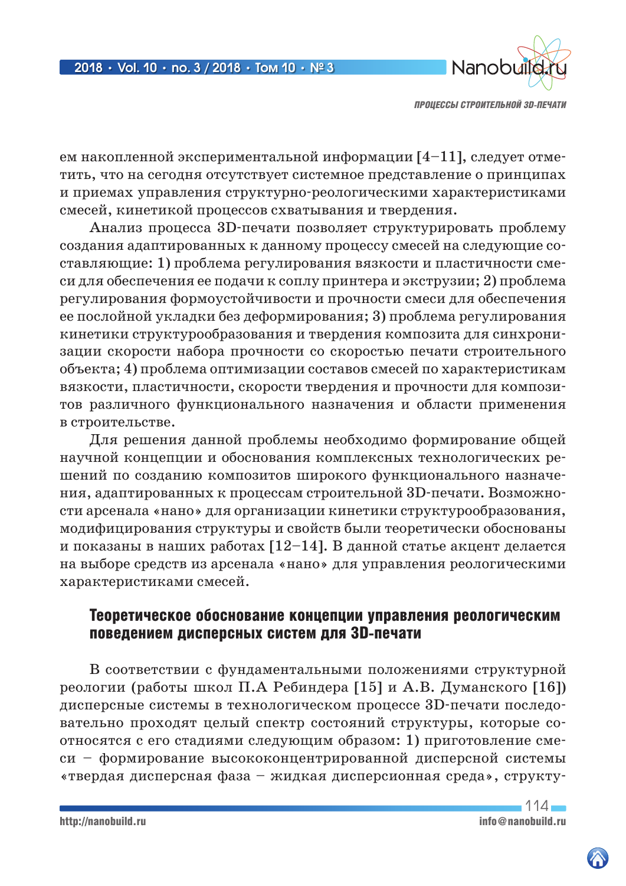ем накопленной экспериментальной информации [4–11], следует отметить, что на сегодня отсутствует системное представление о принципах и приемах управления структурно-реологическими характеристиками смесей, кинетикой процессов схватывания и твердения.

Анализ процесса 3D-печати позволяет структурировать проблему создания адаптированных к данному процессу смесей на следующие составляющие: 1) проблема регулирования вязкости и пластичности смеси для обеспечения ее подачи к соплу принтера и экструзии; 2) проблема регулирования формоустойчивости и прочности смеси для обеспечения ее послойной укладки без деформирования; 3) проблема регулирования кинетики структурообразования и твердения композита для синхронизации скорости набора прочности со скоростью печати строительного объекта; 4) проблема оптимизации составов смесей по характеристикам вязкости, пластичности, скорости твердения и прочности для композитов различного функционального назначения и области применения в строительстве.

Для решения данной проблемы необходимо формирование общей научной концепции и обоснования комплексных технологических решений по созданию композитов широкого функционального назначения, адаптированных к процессам строительной 3D-печати. Возможности арсенала «нано» для организации кинетики структурообразования, модифицирования структуры и свойств были теоретически обоснованы и показаны в наших работах [12–14]. В данной статье акцент делается на выборе средств из арсенала «нано» для управления реологическими характеристиками смесей.

## Теоретическое обоснование концепции управления реологическим поведением дисперсных систем для 3D-печати

В соответствии с фундаментальными положениями структурной реологии (работы школ П.А Ребиндера [15] и А.В. Думанского [16]) дисперсные системы в технологическом процессе 3D-печати последовательно проходят целый спектр состояний структуры, которые соотносятся с его стадиями следующим образом: 1) приготовление смеси – формирование высококонцентрированной дисперсной системы «твердая дисперсная фаза – жидкая дисперсионная среда», структу-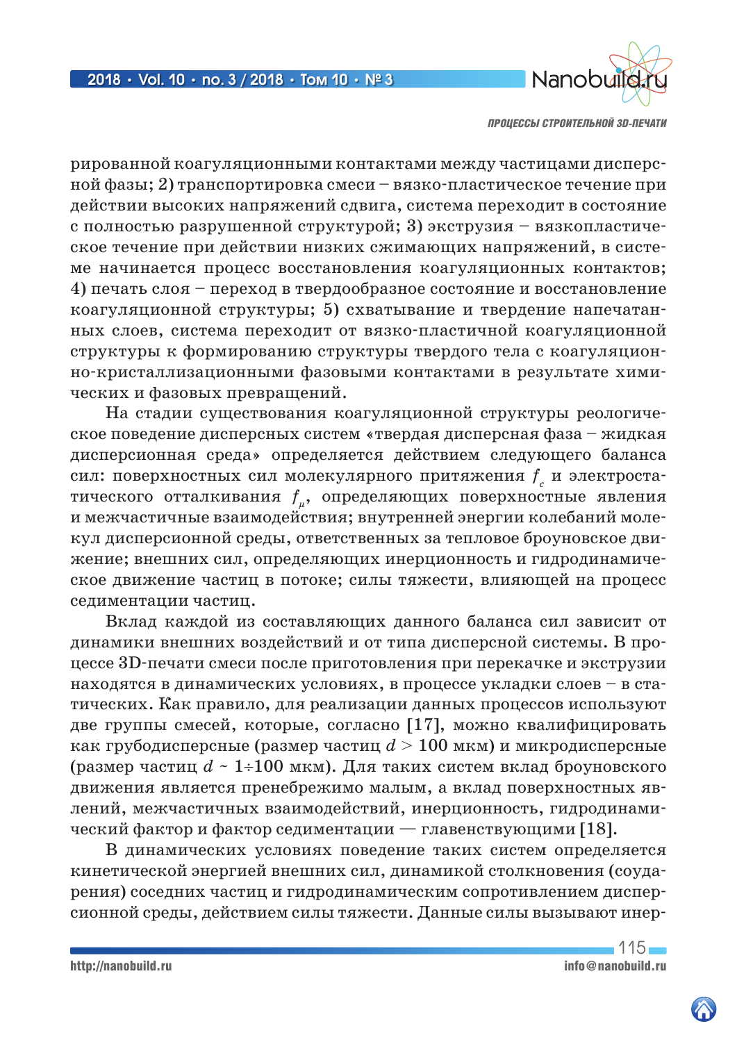рированной коагуляционными контактами между частицами дисперсной фазы; 2) транспортировка смеси – вязко-пластическое течение при действии высоких напряжений сдвига, система переходит в состояние с полностью разрушенной структурой; 3) экструзия – вязкопластическое течение при действии низких сжимающих напряжений, в системе начинается процесс восстановления коагуляционных контактов; 4) печать слоя – переход в твердообразное состояние и восстановление коагуляционной структуры; 5) схватывание и твердение напечатанных слоев, система переходит от вязко-пластичной коагуляционной структуры к формированию структуры твердого тела с коагуляционно-кристаллизационными фазовыми контактами в результате химических и фазовых превращений.

На стадии существования коагуляционной структуры реологическое поведение дисперсных систем «твердая дисперсная фаза – жидкая дисперсионная среда» определяется действием следующего баланса сил: поверхностных сил молекулярного притяжения $f_c$ и электростатического отталкивания $f_\mu$, определяющих поверхностные явления и межчастичные взаимодействия; внутренней энергии колебаний молекул дисперсионной среды, ответственных за тепловое броуновское движение; внешних сил, определяющих инерционность и гидродинамическое движение частиц в потоке; силы тяжести, влияющей на процесс седиментации частиц.

Вклад каждой из составляющих данного баланса сил зависит от динамики внешних воздействий и от типа дисперсной системы. В процессе 3D-печати смеси после приготовления при перекачке и экструзии находятся в динамических условиях, в процессе укладки слоев – в статических. Как правило, для реализации данных процессов используют две группы смесей, которые, согласно [17], можно квалифицировать как грубодисперсные (размер частиц $d > 100$ мкм) и микродисперсные (размер частиц $d$ ~ 1÷100 мкм). Для таких систем вклад броуновского движения является пренебрежимо малым, а вклад поверхностных явлений, межчастичных взаимодействий, инерционность, гидродинамический фактор и фактор седиментации — главенствующими [18].

В динамических условиях поведение таких систем определяется кинетической энергией внешних сил, динамикой столкновения (соударения) соседних частиц и гидродинамическим сопротивлением дисперсионной среды, действием силы тяжести. Данные силы вызывают инер-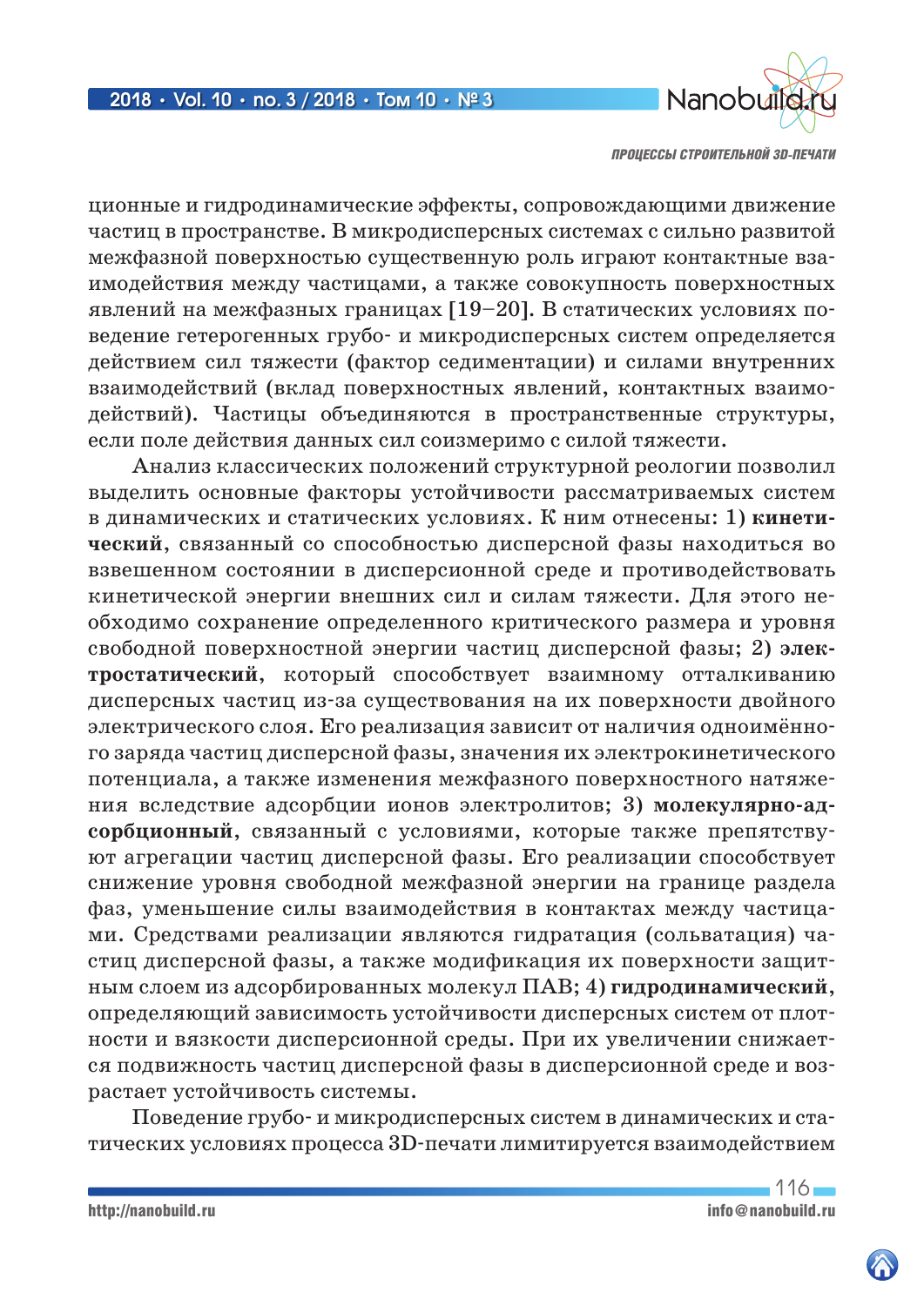ционные и гидродинамические эффекты, сопровождающими движение частиц в пространстве. В микродисперсных системах с сильно развитой межфазной поверхностью существенную роль играют контактные взаимодействия между частицами, а также совокупность поверхностных явлений на межфазных границах [19–20]. В статических условиях поведение гетерогенных грубо- и микродисперсных систем определяется действием сил тяжести (фактор седиментации) и силами внутренних взаимодействий (вклад поверхностных явлений, контактных взаимодействий). Частицы объединяются в пространственные структуры, если поле действия данных сил соизмеримо с силой тяжести.

Анализ классических положений структурной реологии позволил выделить основные факторы устойчивости рассматриваемых систем в динамических и статических условиях. К ним отнесены: 1) **кинетический**, связанный со способностью дисперсной фазы находиться во взвешенном состоянии в дисперсионной среде и противодействовать кинетической энергии внешних сил и силам тяжести. Для этого необходимо сохранение определенного критического размера и уровня свободной поверхностной энергии частиц дисперсной фазы; 2) **электростатический**, который способствует взаимному отталкиванию дисперсных частиц из-за существования на их поверхности двойного электрического слоя. Его реализация зависит от наличия одноимённого заряда частиц дисперсной фазы, значения их электрокинетического потенциала, а также изменения межфазного поверхностного натяжения вследствие адсорбции ионов электролитов; 3) **молекулярно-адсорбционный**, связанный с условиями, которые также препятствуют агрегации частиц дисперсной фазы. Его реализации способствует снижение уровня свободной межфазной энергии на границе раздела фаз, уменьшение силы взаимодействия в контактах между частицами. Средствами реализации являются гидратация (сольватация) частиц дисперсной фазы, а также модификация их поверхности защитным слоем из адсорбированных молекул ПАВ; 4) **гидродинамический**, определяющий зависимость устойчивости дисперсных систем от плотности и вязкости дисперсионной среды. При их увеличении снижается подвижность частиц дисперсной фазы в дисперсионной среде и возрастает устойчивость системы.

Поведение грубо- и микродисперсных систем в динамических и статических условиях процесса 3D-печати лимитируется взаимодействием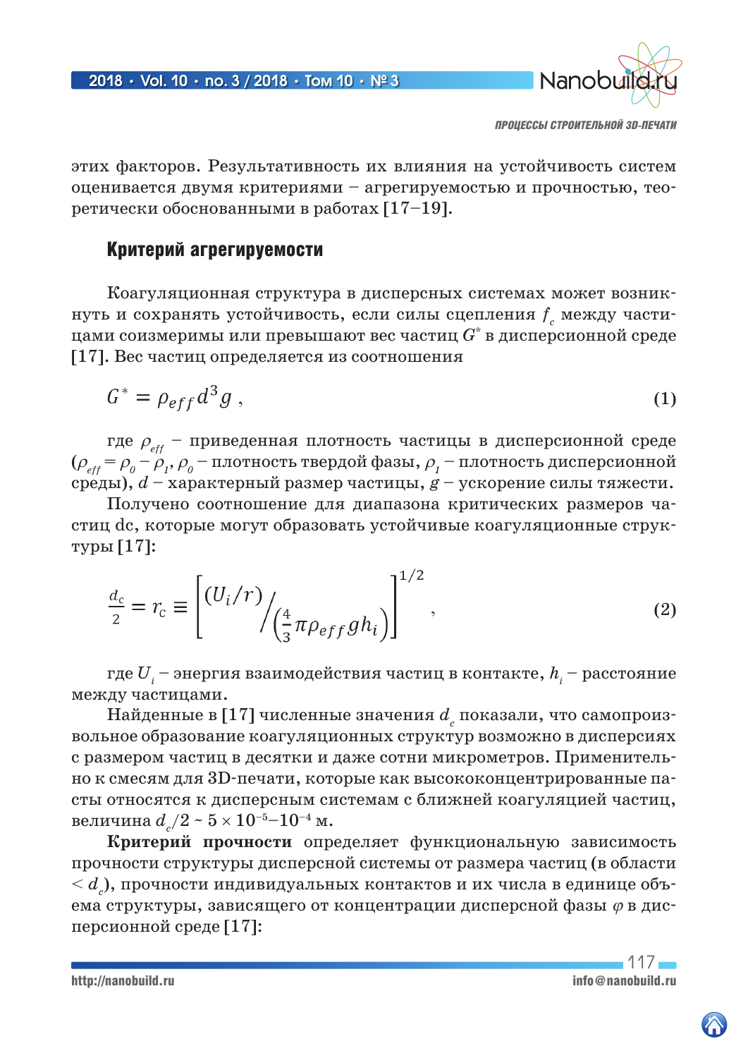этих факторов. Результативность их влияния на устойчивость систем оценивается двумя критериями – агрегируемостью и прочностью, теоретически обоснованными в работах [17–19].

## Критерий агрегируемости

Коагуляционная структура в дисперсных системах может возникнуть и сохранять устойчивость, если силы сцепления $f_c$ между частицами соизмеримы или превышают вес частиц $G^*$ в дисперсионной среде [17]. Вес частиц определяется из соотношения

$$G^* = \rho_{eff} d^3 g \,, \tag{1}$$

где $\rho_{eff}$ – приведенная плотность частицы в дисперсионной среде ($\rho_{eff} = \rho_0 - \rho_1$, $\rho_0$ – плотность твердой фазы, $\rho_1$ – плотность дисперсионной среды), $d$ – характерный размер частицы, $g$ – ускорение силы тяжести.

Получено соотношение для диапазона критических размеров частиц dc, которые могут образовать устойчивые коагуляционные структуры [17]:

$$\frac{d_c}{2} = r_c \equiv \left[ (U_i/r) \Big/ \left( \frac{4}{3}\pi \rho_{eff} g h_i \right) \right]^{1/2}, \tag{2}$$

где $U_i$ – энергия взаимодействия частиц в контакте, $h_i$ – расстояние между частицами.

Найденные в [17] численные значения $d_c$ показали, что самопроизвольное образование коагуляционных структур возможно в дисперсиях с размером частиц в десятки и даже сотни микрометров. Применительно к смесям для 3D-печати, которые как высококонцентрированные пасты относятся к дисперсным системам с ближней коагуляцией частиц, величина $d_c/2 \sim 5 \times 10^{-5}$–$10^{-4}$ м.

**Критерий прочности** определяет функциональную зависимость прочности структуры дисперсной системы от размера частиц (в области $< d_c$), прочности индивидуальных контактов и их числа в единице объема структуры, зависящего от концентрации дисперсной фазы $\varphi$ в дисперсионной среде [17]: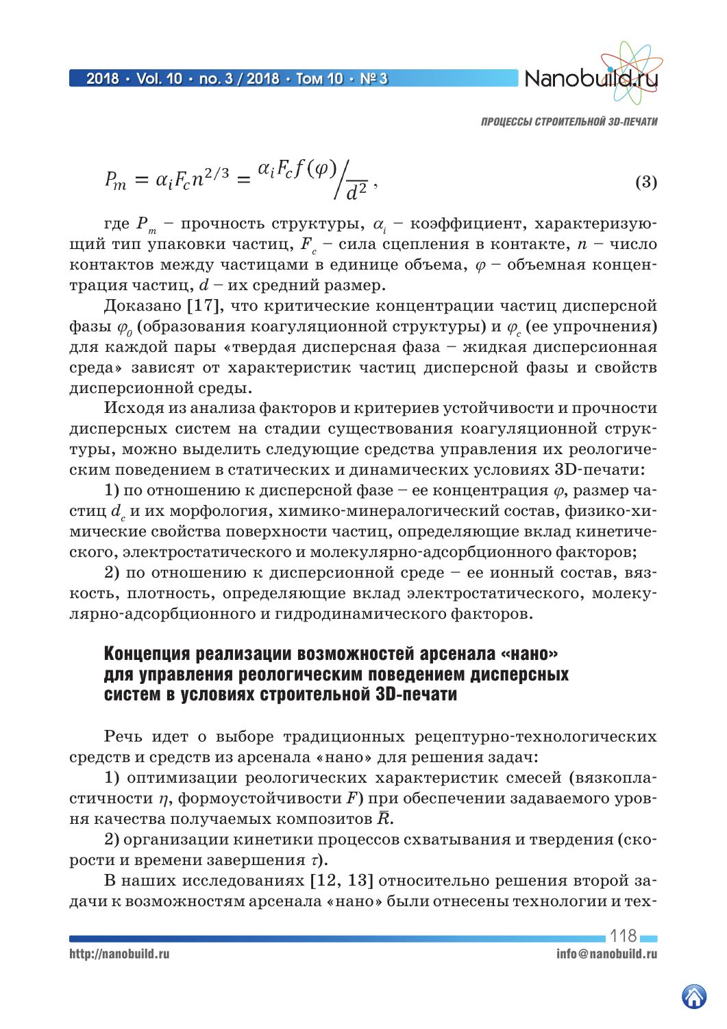$$P_m = \alpha_i F_c n^{2/3} = {\alpha_i F_c f(\varphi)}/{d^2}, \tag{3}$$

где $P_m$ – прочность структуры, $\alpha_i$ – коэффициент, характеризующий тип упаковки частиц, $F_c$ – сила сцепления в контакте, $n$ – число контактов между частицами в единице объема, $\varphi$ – объемная концентрация частиц, $d$ – их средний размер.

Доказано [17], что критические концентрации частиц дисперсной фазы $\varphi_0$ (образования коагуляционной структуры) и $\varphi_c$ (ее упрочнения) для каждой пары «твердая дисперсная фаза – жидкая дисперсионная среда» зависят от характеристик частиц дисперсной фазы и свойств дисперсионной среды.

Исходя из анализа факторов и критериев устойчивости и прочности дисперсных систем на стадии существования коагуляционной структуры, можно выделить следующие средства управления их реологическим поведением в статических и динамических условиях 3D-печати:

1) по отношению к дисперсной фазе – ее концентрация $\varphi$, размер частиц $d_c$ и их морфология, химико-минералогический состав, физико-химические свойства поверхности частиц, определяющие вклад кинетического, электростатического и молекулярно-адсорбционного факторов;

2) по отношению к дисперсионной среде – ее ионный состав, вязкость, плотность, определяющие вклад электростатического, молекулярно-адсорбционного и гидродинамического факторов.

## Концепция реализации возможностей арсенала «нано» для управления реологическим поведением дисперсных систем в условиях строительной 3D-печати

Речь идет о выборе традиционных рецептурно-технологических средств и средств из арсенала «нано» для решения задач:

1) оптимизации реологических характеристик смесей (вязкопластичности $\eta$, формоустойчивости $F$) при обеспечении задаваемого уровня качества получаемых композитов $\bar{R}$.

2) организации кинетики процессов схватывания и твердения (скорости и времени завершения $\tau$).

В наших исследованиях [12, 13] относительно решения второй задачи к возможностям арсенала «нано» были отнесены технологии и тех-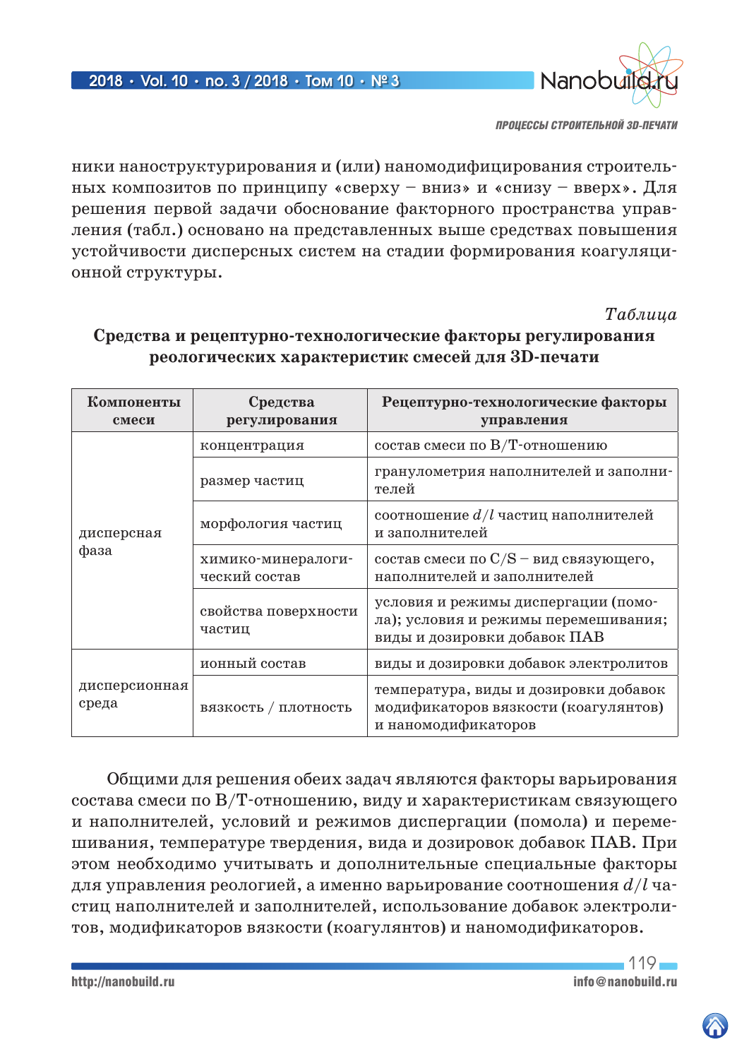ники наноструктурирования и (или) наномодифицирования строительных композитов по принципу «сверху – вниз» и «снизу – вверх». Для решения первой задачи обоснование факторного пространства управления (табл.) основано на представленных выше средствах повышения устойчивости дисперсных систем на стадии формирования коагуляционной структуры.

*Таблица*

**Средства и рецептурно-технологические факторы регулирования реологических характеристик смесей для 3D-печати**

| Компоненты смеси | Средства регулирования | Рецептурно-технологические факторы управления |
|---|---|---|
| дисперсная фаза | концентрация | состав смеси по В/Т-отношению |
| | размер частиц | гранулометрия наполнителей и заполнителей |
| | морфология частиц | соотношение $d/l$ частиц наполнителей и заполнителей |
| | химико-минералогический состав | состав смеси по С/S – вид связующего, наполнителей и заполнителей |
| | свойства поверхности частиц | условия и режимы диспергации (помола); условия и режимы перемешивания; виды и дозировки добавок ПАВ |
| дисперсионная среда | ионный состав | виды и дозировки добавок электролитов |
| | вязкость / плотность | температура, виды и дозировки добавок модификаторов вязкости (коагулянтов) и наномодификаторов |

Общими для решения обеих задач являются факторы варьирования состава смеси по В/Т-отношению, виду и характеристикам связующего и наполнителей, условий и режимов диспергации (помола) и перемешивания, температуре твердения, вида и дозировок добавок ПАВ. При этом необходимо учитывать и дополнительные специальные факторы для управления реологией, а именно варьирование соотношения $d/l$ частиц наполнителей и заполнителей, использование добавок электролитов, модификаторов вязкости (коагулянтов) и наномодификаторов.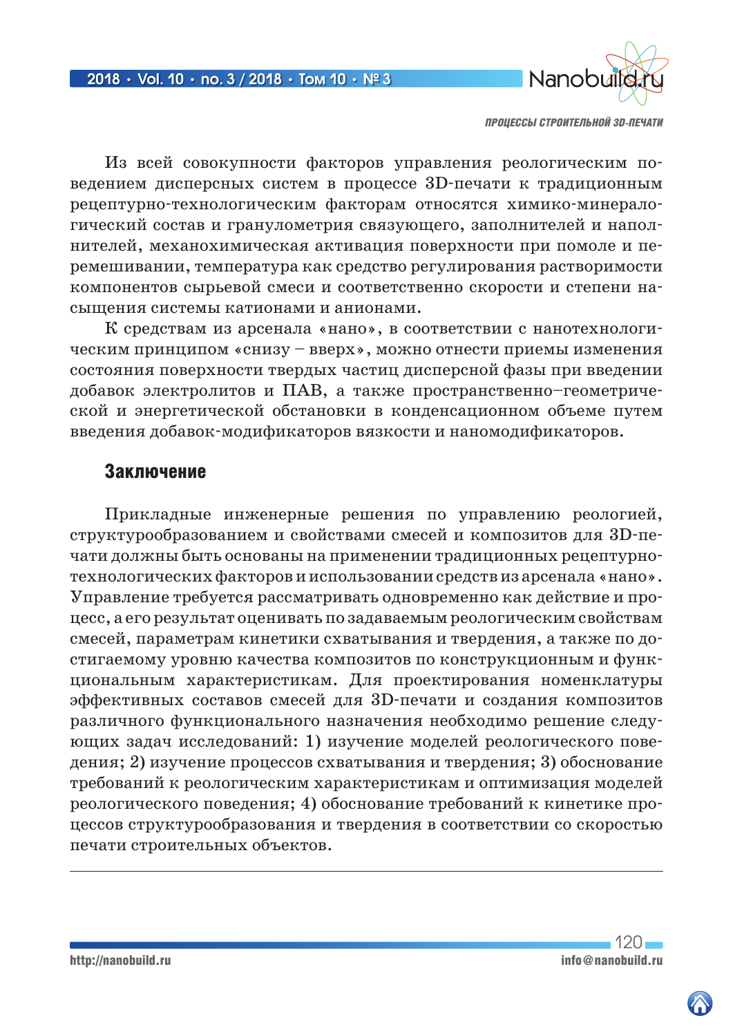Из всей совокупности факторов управления реологическим поведением дисперсных систем в процессе 3D-печати к традиционным рецептурно-технологическим факторам относятся химико-минералогический состав и гранулометрия связующего, заполнителей и наполнителей, механохимическая активация поверхности при помоле и перемешивании, температура как средство регулирования растворимости компонентов сырьевой смеси и соответственно скорости и степени насыщения системы катионами и анионами.

К средствам из арсенала «нано», в соответствии с нанотехнологическим принципом «снизу – вверх», можно отнести приемы изменения состояния поверхности твердых частиц дисперсной фазы при введении добавок электролитов и ПАВ, а также пространственно–геометрической и энергетической обстановки в конденсационном объеме путем введения добавок-модификаторов вязкости и наномодификаторов.

## Заключение

Прикладные инженерные решения по управлению реологией, структурообразованием и свойствами смесей и композитов для 3D-печати должны быть основаны на применении традиционных рецептурно-технологических факторов и использовании средств из арсенала «нано». Управление требуется рассматривать одновременно как действие и процесс, а его результат оценивать по задаваемым реологическим свойствам смесей, параметрам кинетики схватывания и твердения, а также по достигаемому уровню качества композитов по конструкционным и функциональным характеристикам. Для проектирования номенклатуры эффективных составов смесей для 3D-печати и создания композитов различного функционального назначения необходимо решение следующих задач исследований: 1) изучение моделей реологического поведения; 2) изучение процессов схватывания и твердения; 3) обоснование требований к реологическим характеристикам и оптимизация моделей реологического поведения; 4) обоснование требований к кинетике процессов структурообразования и твердения в соответствии со скоростью печати строительных объектов.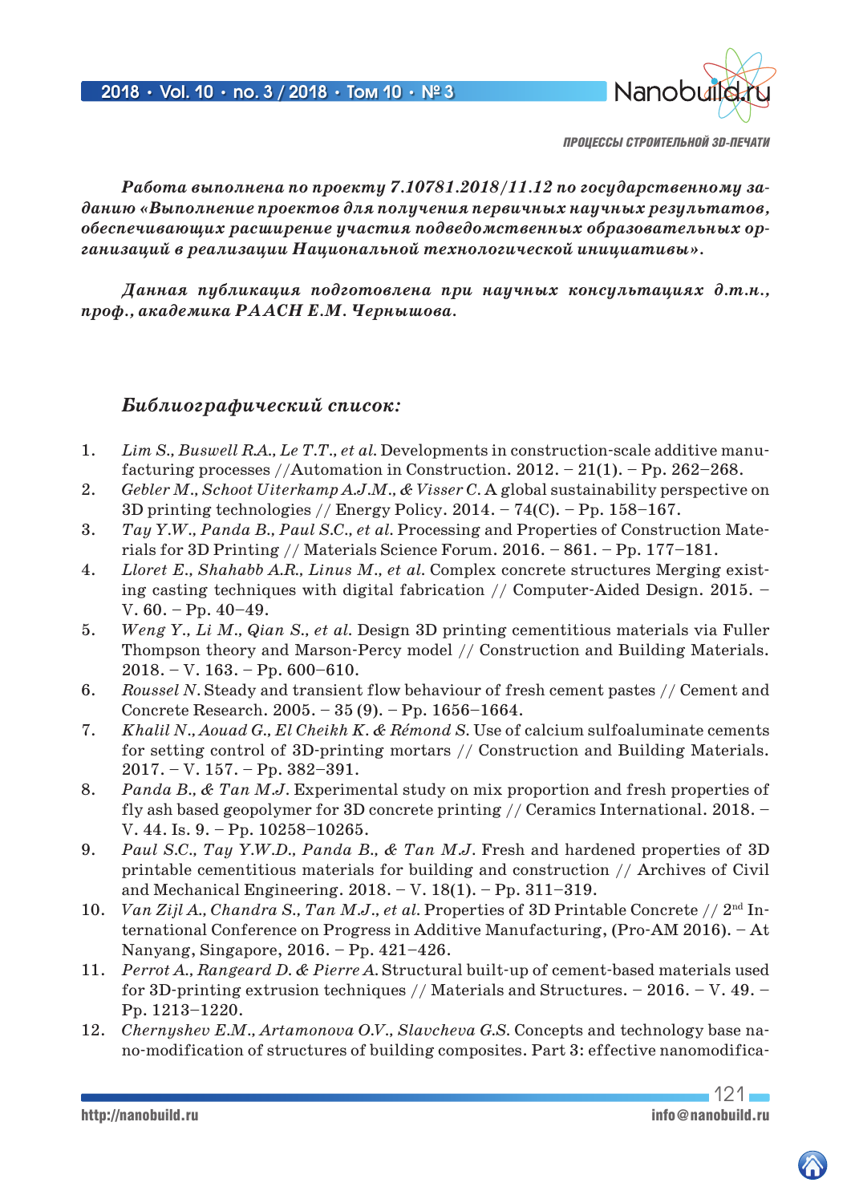***Работа выполнена по проекту 7.10781.2018/11.12 по государственному заданию «Выполнение проектов для получения первичных научных результатов, обеспечивающих расширение участия подведомственных образовательных организаций в реализации Национальной технологической инициативы».***

***Данная публикация подготовлена при научных консультациях д.т.н., проф., академика РААСН Е.М. Чернышова.***

## *Библиографический список:*

1. *Lim S., Buswell R.A., Le T.T., et al.* Developments in construction-scale additive manufacturing processes //Automation in Construction. 2012. – 21(1). – Pp. 262–268.
2. *Gebler M., Schoot Uiterkamp A.J.M., & Visser C.* A global sustainability perspective on 3D printing technologies // Energy Policy. 2014. – 74(C). – Pp. 158–167.
3. *Tay Y.W., Panda B., Paul S.C., et al.* Processing and Properties of Construction Materials for 3D Printing // Materials Science Forum. 2016. – 861. – Pp. 177–181.
4. *Lloret E., Shahabb A.R., Linus M., et al.* Complex concrete structures Merging existing casting techniques with digital fabrication // Computer-Aided Design. 2015. – V. 60. – Pp. 40–49.
5. *Weng Y., Li M., Qian S., et al.* Design 3D printing cementitious materials via Fuller Thompson theory and Marson-Percy model // Construction and Building Materials. 2018. – V. 163. – Pp. 600–610.
6. *Roussel N.* Steady and transient flow behaviour of fresh cement pastes // Cement and Concrete Research. 2005. – 35 (9). – Pp. 1656–1664.
7. *Khalil N., Aouad G., El Cheikh K. & Rémond S.* Use of calcium sulfoaluminate cements for setting control of 3D-printing mortars // Construction and Building Materials. 2017. – V. 157. – Pp. 382–391.
8. *Panda B., & Tan M.J.* Experimental study on mix proportion and fresh properties of fly ash based geopolymer for 3D concrete printing // Ceramics International. 2018. – V. 44. Is. 9. – Pp. 10258–10265.
9. *Paul S.C., Tay Y.W.D., Panda B., & Tan M.J.* Fresh and hardened properties of 3D printable cementitious materials for building and construction // Archives of Civil and Mechanical Engineering. 2018. – V. 18(1). – Pp. 311–319.
10. *Van Zijl A., Chandra S., Tan M.J., et al.* Properties of 3D Printable Concrete // 2nd International Conference on Progress in Additive Manufacturing, (Pro-AM 2016). – At Nanyang, Singapore, 2016. – Pp. 421–426.
11. *Perrot A., Rangeard D. & Pierre A.* Structural built-up of cement-based materials used for 3D-printing extrusion techniques // Materials and Structures. – 2016. – V. 49. – Pp. 1213–1220.
12. *Chernyshev E.M., Artamonova O.V., Slavcheva G.S.* Concepts and technology base nano-modification of structures of building composites. Part 3: effective nanomodifica-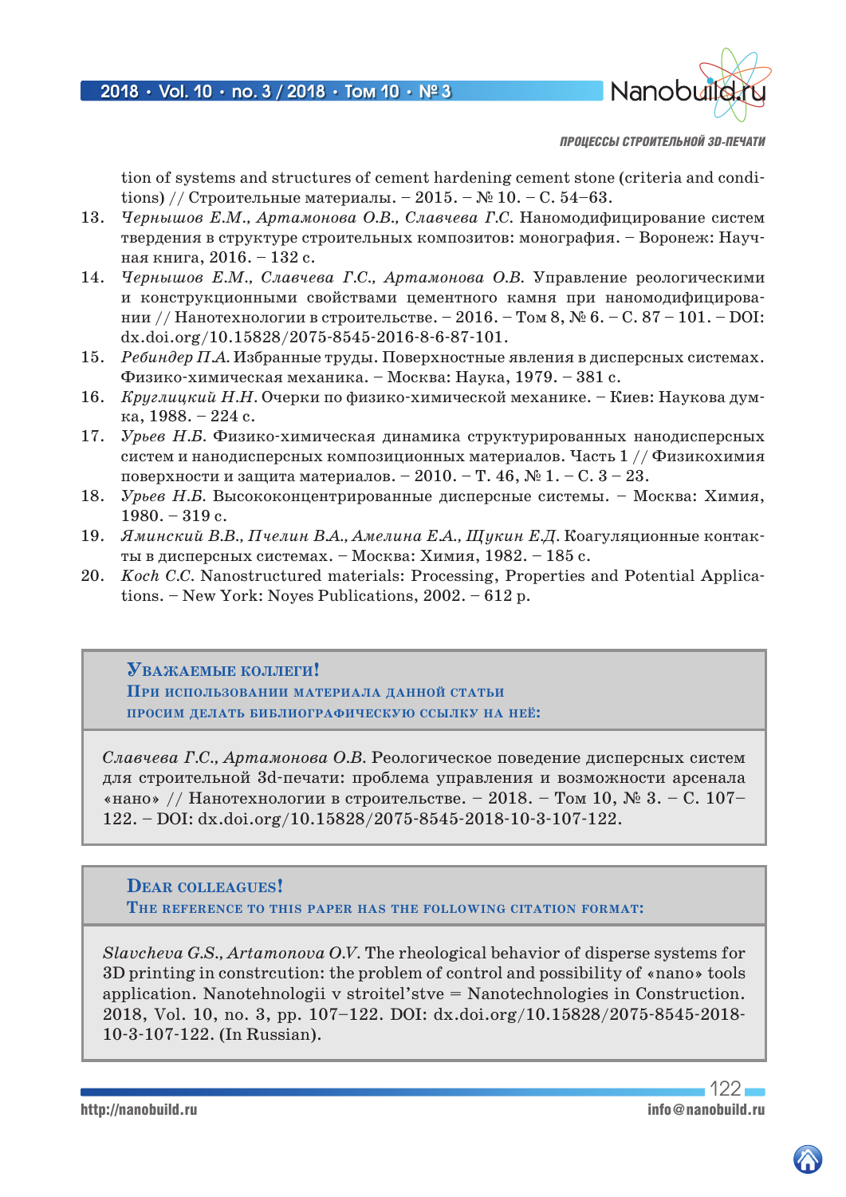tion of systems and structures of cement hardening cement stone (criteria and conditions) // Строительные материалы. – 2015. – № 10. – С. 54–63.

13. *Чернышов Е.М., Артамонова О.В., Славчева Г.С.* Наномодифицирование систем твердения в структуре строительных композитов: монография. – Воронеж: Научная книга, 2016. – 132 с.
14. *Чернышов Е.М., Славчева Г.С., Артамонова О.В.* Управление реологическими и конструкционными свойствами цементного камня при наномодифицировании // Нанотехнологии в строительстве. – 2016. – Том 8, № 6. – С. 87 – 101. – DOI: dx.doi.org/10.15828/2075-8545-2016-8-6-87-101.
15. *Ребиндер П.А.* Избранные труды. Поверхностные явления в дисперсных системах. Физико-химическая механика. – Москва: Наука, 1979. – 381 с.
16. *Круглицкий Н.Н.* Очерки по физико-химической механике. – Киев: Наукова думка, 1988. – 224 с.
17. *Урьев Н.Б.* Физико-химическая динамика структурированных нанодисперсных систем и нанодисперсных композиционных материалов. Часть 1 // Физикохимия поверхности и защита материалов. – 2010. – Т. 46, № 1. – С. 3 – 23.
18. *Урьев Н.Б.* Высококонцентрированные дисперсные системы. – Москва: Химия, 1980. – 319 с.
19. *Яминский В.В., Пчелин В.А., Амелина Е.А., Щукин Е.Д.* Коагуляционные контакты в дисперсных системах. – Москва: Химия, 1982. – 185 с.
20. *Koch C.C.* Nanostructured materials: Processing, Properties and Potential Applications. – New York: Noyes Publications, 2002. – 612 p.

**Уважаемые коллеги!**
**При использовании материала данной статьи просим делать библиографическую ссылку на неё:**

*Славчева Г.С., Артамонова О.В.* Реологическое поведение дисперсных систем для строительной 3d-печати: проблема управления и возможности арсенала «нано» // Нанотехнологии в строительстве. – 2018. – Том 10, № 3. – С. 107–122. – DOI: dx.doi.org/10.15828/2075-8545-2018-10-3-107-122.

**Dear colleagues!**
**The reference to this paper has the following citation format:**

*Slavcheva G.S., Artamonova O.V.* The rheological behavior of disperse systems for 3D printing in constrcution: the problem of control and possibility of «nano» tools application. Nanotehnologii v stroitel'stve = Nanotechnologies in Construction. 2018, Vol. 10, no. 3, pp. 107–122. DOI: dx.doi.org/10.15828/2075-8545-2018-10-3-107-122. (In Russian).